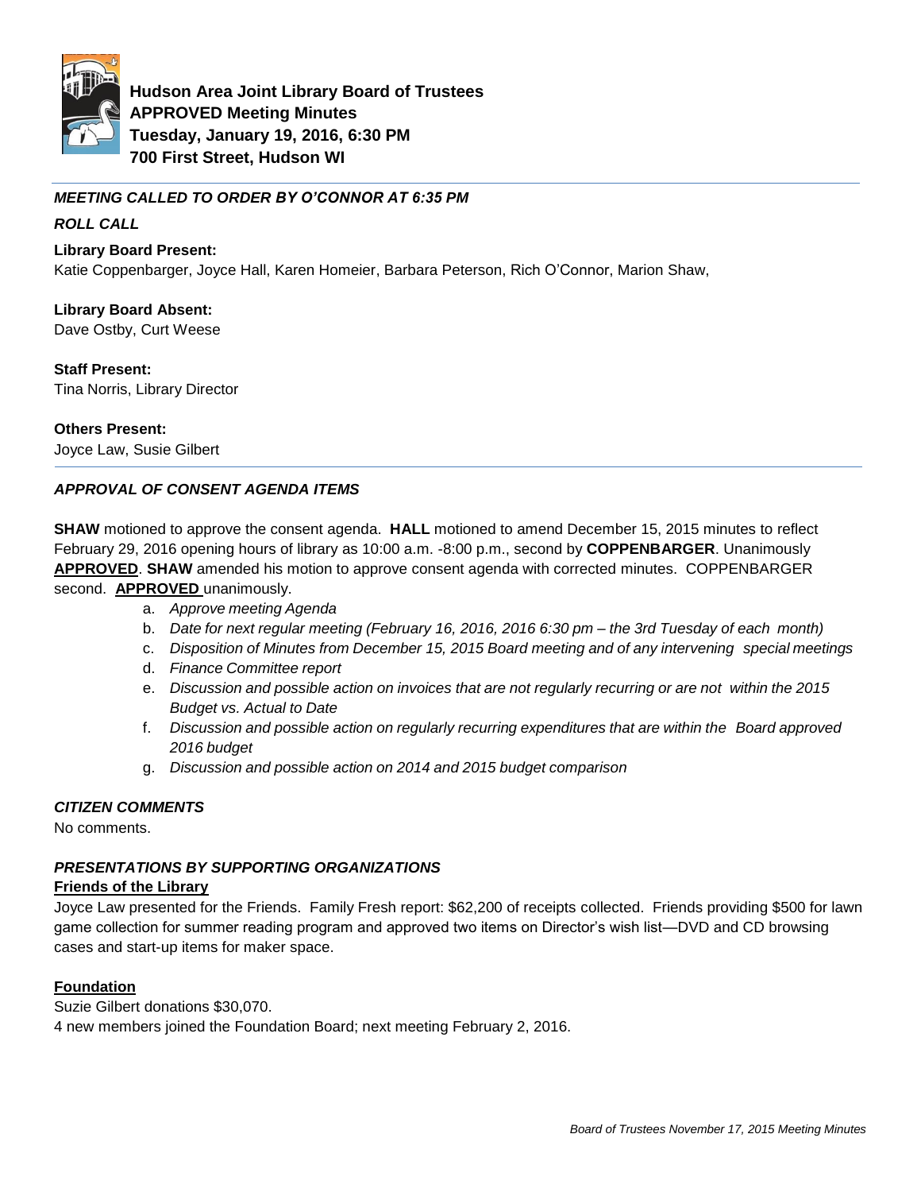**Hudson Area Joint Library Board of Trustees**
**APPROVED Meeting Minutes**
**Tuesday, January 19, 2016, 6:30 PM**
**700 First Street, Hudson WI**

***MEETING CALLED TO ORDER BY O'CONNOR AT 6:35 PM***

***ROLL CALL***

**Library Board Present:**
Katie Coppenbarger, Joyce Hall, Karen Homeier, Barbara Peterson, Rich O'Connor, Marion Shaw,

**Library Board Absent:**
Dave Ostby, Curt Weese

**Staff Present:**
Tina Norris, Library Director

**Others Present:**
Joyce Law, Susie Gilbert

***APPROVAL OF CONSENT AGENDA ITEMS***

**SHAW** motioned to approve the consent agenda. **HALL** motioned to amend December 15, 2015 minutes to reflect February 29, 2016 opening hours of library as 10:00 a.m. -8:00 p.m., second by **COPPENBARGER**. Unanimously **APPROVED**. **SHAW** amended his motion to approve consent agenda with corrected minutes. COPPENBARGER second. **APPROVED** unanimously.

a. *Approve meeting Agenda*
b. *Date for next regular meeting (February 16, 2016, 2016 6:30 pm – the 3rd Tuesday of each month)*
c. *Disposition of Minutes from December 15, 2015 Board meeting and of any intervening special meetings*
d. *Finance Committee report*
e. *Discussion and possible action on invoices that are not regularly recurring or are not within the 2015 Budget vs. Actual to Date*
f. *Discussion and possible action on regularly recurring expenditures that are within the Board approved 2016 budget*
g. *Discussion and possible action on 2014 and 2015 budget comparison*

***CITIZEN COMMENTS***

No comments.

***PRESENTATIONS BY SUPPORTING ORGANIZATIONS***

**Friends of the Library**

Joyce Law presented for the Friends. Family Fresh report: $62,200 of receipts collected. Friends providing $500 for lawn game collection for summer reading program and approved two items on Director's wish list—DVD and CD browsing cases and start-up items for maker space.

**Foundation**

Suzie Gilbert donations $30,070.
4 new members joined the Foundation Board; next meeting February 2, 2016.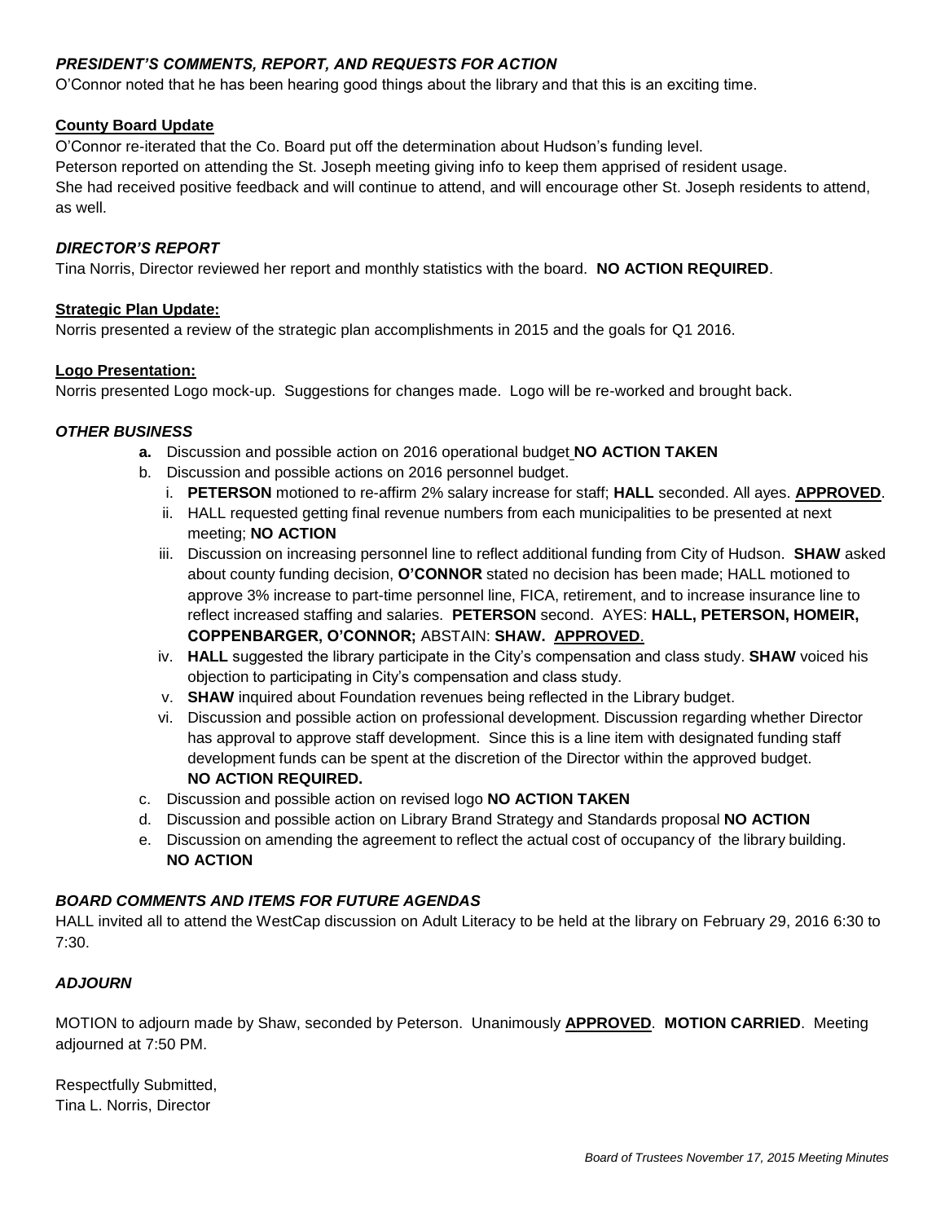### *PRESIDENT'S COMMENTS, REPORT, AND REQUESTS FOR ACTION*

O'Connor noted that he has been hearing good things about the library and that this is an exciting time.

**County Board Update**

O'Connor re-iterated that the Co. Board put off the determination about Hudson's funding level.
Peterson reported on attending the St. Joseph meeting giving info to keep them apprised of resident usage.
She had received positive feedback and will continue to attend, and will encourage other St. Joseph residents to attend, as well.

### *DIRECTOR'S REPORT*

Tina Norris, Director reviewed her report and monthly statistics with the board. **NO ACTION REQUIRED**.

**Strategic Plan Update:**

Norris presented a review of the strategic plan accomplishments in 2015 and the goals for Q1 2016.

**Logo Presentation:**

Norris presented Logo mock-up. Suggestions for changes made. Logo will be re-worked and brought back.

### *OTHER BUSINESS*

- **a.** Discussion and possible action on 2016 operational budget **NO ACTION TAKEN**
- b. Discussion and possible actions on 2016 personnel budget.
  - i. **PETERSON** motioned to re-affirm 2% salary increase for staff; **HALL** seconded. All ayes. **APPROVED**.
  - ii. HALL requested getting final revenue numbers from each municipalities to be presented at next meeting; **NO ACTION**
  - iii. Discussion on increasing personnel line to reflect additional funding from City of Hudson. **SHAW** asked about county funding decision, **O'CONNOR** stated no decision has been made; HALL motioned to approve 3% increase to part-time personnel line, FICA, retirement, and to increase insurance line to reflect increased staffing and salaries. **PETERSON** second. AYES: **HALL, PETERSON, HOMEIR, COPPENBARGER, O'CONNOR;** ABSTAIN: **SHAW. APPROVED**.
  - iv. **HALL** suggested the library participate in the City's compensation and class study. **SHAW** voiced his objection to participating in City's compensation and class study.
  - v. **SHAW** inquired about Foundation revenues being reflected in the Library budget.
  - vi. Discussion and possible action on professional development. Discussion regarding whether Director has approval to approve staff development. Since this is a line item with designated funding staff development funds can be spent at the discretion of the Director within the approved budget. **NO ACTION REQUIRED.**
- c. Discussion and possible action on revised logo **NO ACTION TAKEN**
- d. Discussion and possible action on Library Brand Strategy and Standards proposal **NO ACTION**
- e. Discussion on amending the agreement to reflect the actual cost of occupancy of the library building. **NO ACTION**

### *BOARD COMMENTS AND ITEMS FOR FUTURE AGENDAS*

HALL invited all to attend the WestCap discussion on Adult Literacy to be held at the library on February 29, 2016 6:30 to 7:30.

### *ADJOURN*

MOTION to adjourn made by Shaw, seconded by Peterson. Unanimously **APPROVED**. **MOTION CARRIED**. Meeting adjourned at 7:50 PM.

Respectfully Submitted,
Tina L. Norris, Director